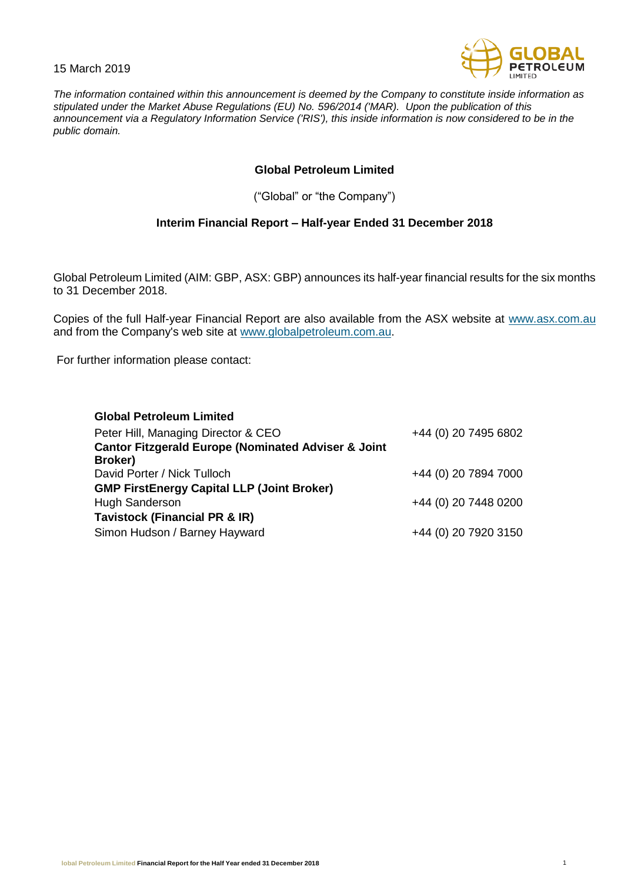15 March 2019

*The information contained within this announcement is deemed by the Company to constitute inside information as stipulated under the Market Abuse Regulations (EU) No. 596/2014 ('MAR). Upon the publication of this announcement via a Regulatory Information Service ('RIS'), this inside information is now considered to be in the public domain.*

## Global Petroleum Limited

("Global" or "the Company")

### Interim Financial Report – Half-year Ended 31 December 2018

Global Petroleum Limited (AIM: GBP, ASX: GBP) announces its half-year financial results for the six months to 31 December 2018.

Copies of the full Half-year Financial Report are also available from the ASX website at www.asx.com.au and from the Company's web site at www.globalpetroleum.com.au.

For further information please contact:

| | |
|---|---|
| **Global Petroleum Limited** | |
| Peter Hill, Managing Director & CEO | +44 (0) 20 7495 6802 |
| **Cantor Fitzgerald Europe (Nominated Adviser & Joint Broker)** | |
| David Porter / Nick Tulloch | +44 (0) 20 7894 7000 |
| **GMP FirstEnergy Capital LLP (Joint Broker)** | |
| Hugh Sanderson | +44 (0) 20 7448 0200 |
| **Tavistock (Financial PR & IR)** | |
| Simon Hudson / Barney Hayward | +44 (0) 20 7920 3150 |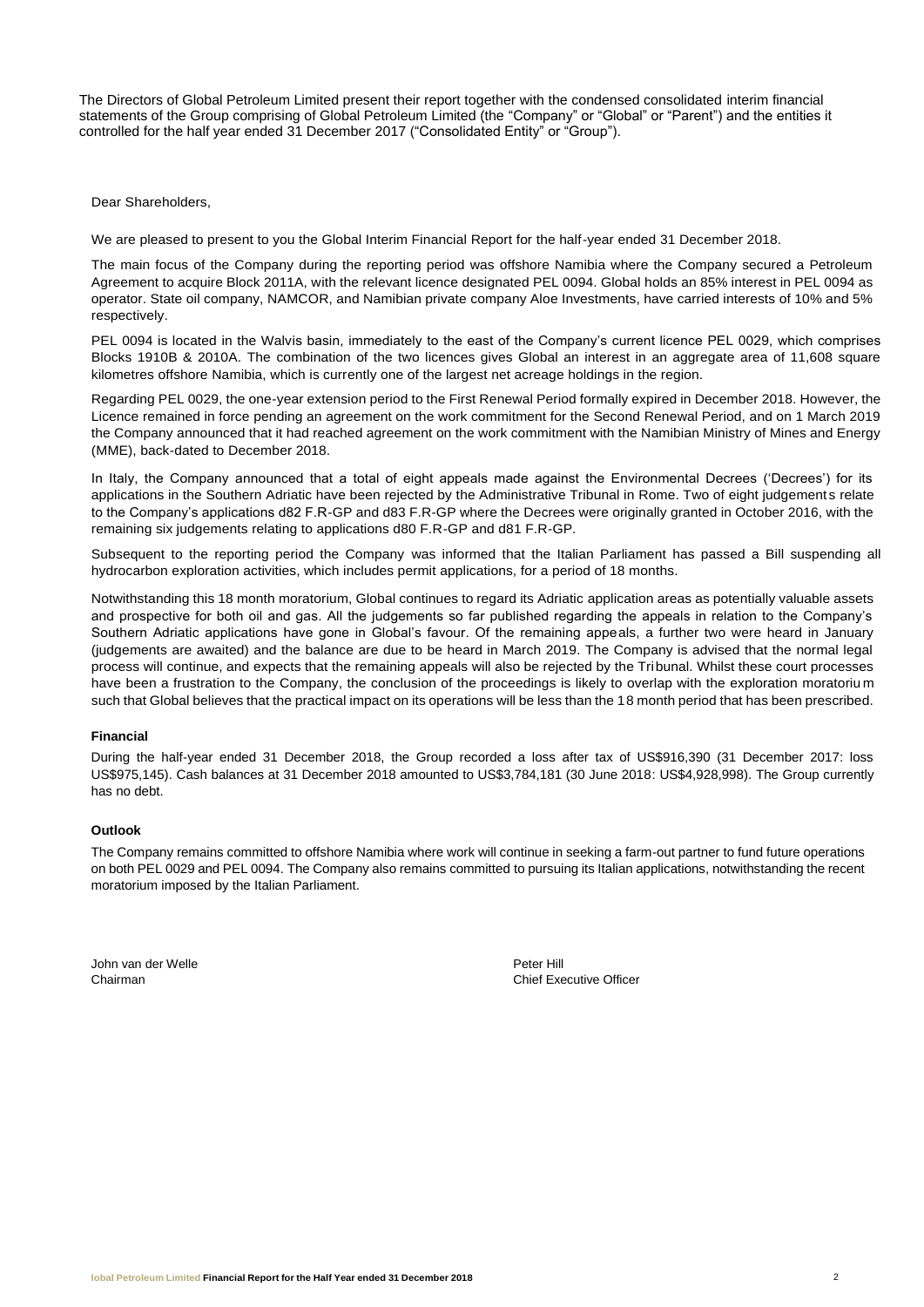The Directors of Global Petroleum Limited present their report together with the condensed consolidated interim financial statements of the Group comprising of Global Petroleum Limited (the "Company" or "Global" or "Parent") and the entities it controlled for the half year ended 31 December 2017 ("Consolidated Entity" or "Group").

Dear Shareholders,

We are pleased to present to you the Global Interim Financial Report for the half-year ended 31 December 2018.

The main focus of the Company during the reporting period was offshore Namibia where the Company secured a Petroleum Agreement to acquire Block 2011A, with the relevant licence designated PEL 0094. Global holds an 85% interest in PEL 0094 as operator. State oil company, NAMCOR, and Namibian private company Aloe Investments, have carried interests of 10% and 5% respectively.

PEL 0094 is located in the Walvis basin, immediately to the east of the Company's current licence PEL 0029, which comprises Blocks 1910B & 2010A. The combination of the two licences gives Global an interest in an aggregate area of 11,608 square kilometres offshore Namibia, which is currently one of the largest net acreage holdings in the region.

Regarding PEL 0029, the one-year extension period to the First Renewal Period formally expired in December 2018. However, the Licence remained in force pending an agreement on the work commitment for the Second Renewal Period, and on 1 March 2019 the Company announced that it had reached agreement on the work commitment with the Namibian Ministry of Mines and Energy (MME), back-dated to December 2018.

In Italy, the Company announced that a total of eight appeals made against the Environmental Decrees ('Decrees') for its applications in the Southern Adriatic have been rejected by the Administrative Tribunal in Rome. Two of eight judgements relate to the Company's applications d82 F.R-GP and d83 F.R-GP where the Decrees were originally granted in October 2016, with the remaining six judgements relating to applications d80 F.R-GP and d81 F.R-GP.

Subsequent to the reporting period the Company was informed that the Italian Parliament has passed a Bill suspending all hydrocarbon exploration activities, which includes permit applications, for a period of 18 months.

Notwithstanding this 18 month moratorium, Global continues to regard its Adriatic application areas as potentially valuable assets and prospective for both oil and gas. All the judgements so far published regarding the appeals in relation to the Company's Southern Adriatic applications have gone in Global's favour. Of the remaining appeals, a further two were heard in January (judgements are awaited) and the balance are due to be heard in March 2019. The Company is advised that the normal legal process will continue, and expects that the remaining appeals will also be rejected by the Tribunal. Whilst these court processes have been a frustration to the Company, the conclusion of the proceedings is likely to overlap with the exploration moratorium such that Global believes that the practical impact on its operations will be less than the 18 month period that has been prescribed.

**Financial**

During the half-year ended 31 December 2018, the Group recorded a loss after tax of US$916,390 (31 December 2017: loss US$975,145). Cash balances at 31 December 2018 amounted to US$3,784,181 (30 June 2018: US$4,928,998). The Group currently has no debt.

**Outlook**

The Company remains committed to offshore Namibia where work will continue in seeking a farm-out partner to fund future operations on both PEL 0029 and PEL 0094. The Company also remains committed to pursuing its Italian applications, notwithstanding the recent moratorium imposed by the Italian Parliament.

John van der Welle
Chairman

Peter Hill
Chief Executive Officer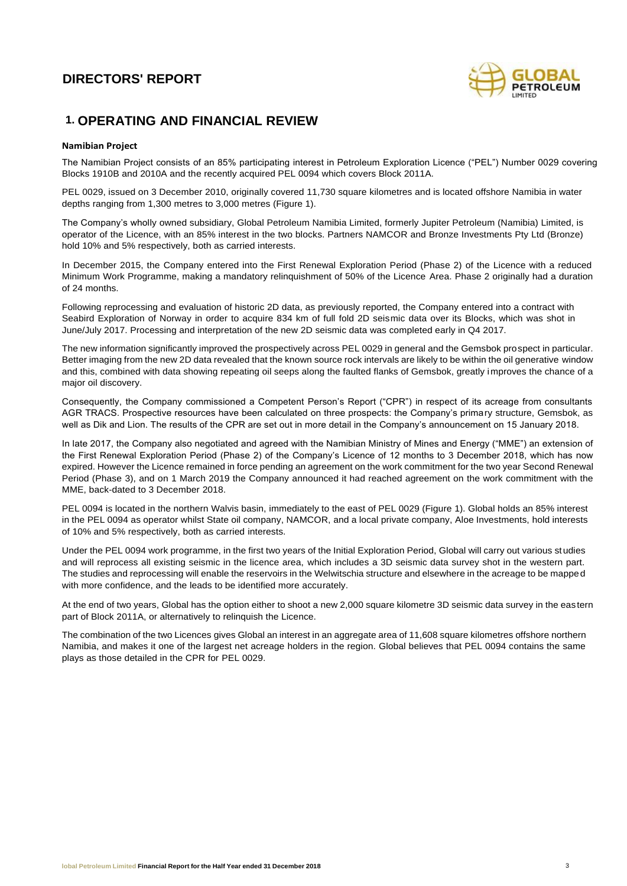# DIRECTORS' REPORT

## 1. OPERATING AND FINANCIAL REVIEW

**Namibian Project**

The Namibian Project consists of an 85% participating interest in Petroleum Exploration Licence ("PEL") Number 0029 covering Blocks 1910B and 2010A and the recently acquired PEL 0094 which covers Block 2011A.

PEL 0029, issued on 3 December 2010, originally covered 11,730 square kilometres and is located offshore Namibia in water depths ranging from 1,300 metres to 3,000 metres (Figure 1).

The Company's wholly owned subsidiary, Global Petroleum Namibia Limited, formerly Jupiter Petroleum (Namibia) Limited, is operator of the Licence, with an 85% interest in the two blocks. Partners NAMCOR and Bronze Investments Pty Ltd (Bronze) hold 10% and 5% respectively, both as carried interests.

In December 2015, the Company entered into the First Renewal Exploration Period (Phase 2) of the Licence with a reduced Minimum Work Programme, making a mandatory relinquishment of 50% of the Licence Area. Phase 2 originally had a duration of 24 months.

Following reprocessing and evaluation of historic 2D data, as previously reported, the Company entered into a contract with Seabird Exploration of Norway in order to acquire 834 km of full fold 2D seismic data over its Blocks, which was shot in June/July 2017. Processing and interpretation of the new 2D seismic data was completed early in Q4 2017.

The new information significantly improved the prospectively across PEL 0029 in general and the Gemsbok prospect in particular. Better imaging from the new 2D data revealed that the known source rock intervals are likely to be within the oil generative window and this, combined with data showing repeating oil seeps along the faulted flanks of Gemsbok, greatly improves the chance of a major oil discovery.

Consequently, the Company commissioned a Competent Person's Report ("CPR") in respect of its acreage from consultants AGR TRACS. Prospective resources have been calculated on three prospects: the Company's primary structure, Gemsbok, as well as Dik and Lion. The results of the CPR are set out in more detail in the Company's announcement on 15 January 2018.

In late 2017, the Company also negotiated and agreed with the Namibian Ministry of Mines and Energy ("MME") an extension of the First Renewal Exploration Period (Phase 2) of the Company's Licence of 12 months to 3 December 2018, which has now expired. However the Licence remained in force pending an agreement on the work commitment for the two year Second Renewal Period (Phase 3), and on 1 March 2019 the Company announced it had reached agreement on the work commitment with the MME, back-dated to 3 December 2018.

PEL 0094 is located in the northern Walvis basin, immediately to the east of PEL 0029 (Figure 1). Global holds an 85% interest in the PEL 0094 as operator whilst State oil company, NAMCOR, and a local private company, Aloe Investments, hold interests of 10% and 5% respectively, both as carried interests.

Under the PEL 0094 work programme, in the first two years of the Initial Exploration Period, Global will carry out various studies and will reprocess all existing seismic in the licence area, which includes a 3D seismic data survey shot in the western part. The studies and reprocessing will enable the reservoirs in the Welwitschia structure and elsewhere in the acreage to be mapped with more confidence, and the leads to be identified more accurately.

At the end of two years, Global has the option either to shoot a new 2,000 square kilometre 3D seismic data survey in the eastern part of Block 2011A, or alternatively to relinquish the Licence.

The combination of the two Licences gives Global an interest in an aggregate area of 11,608 square kilometres offshore northern Namibia, and makes it one of the largest net acreage holders in the region. Global believes that PEL 0094 contains the same plays as those detailed in the CPR for PEL 0029.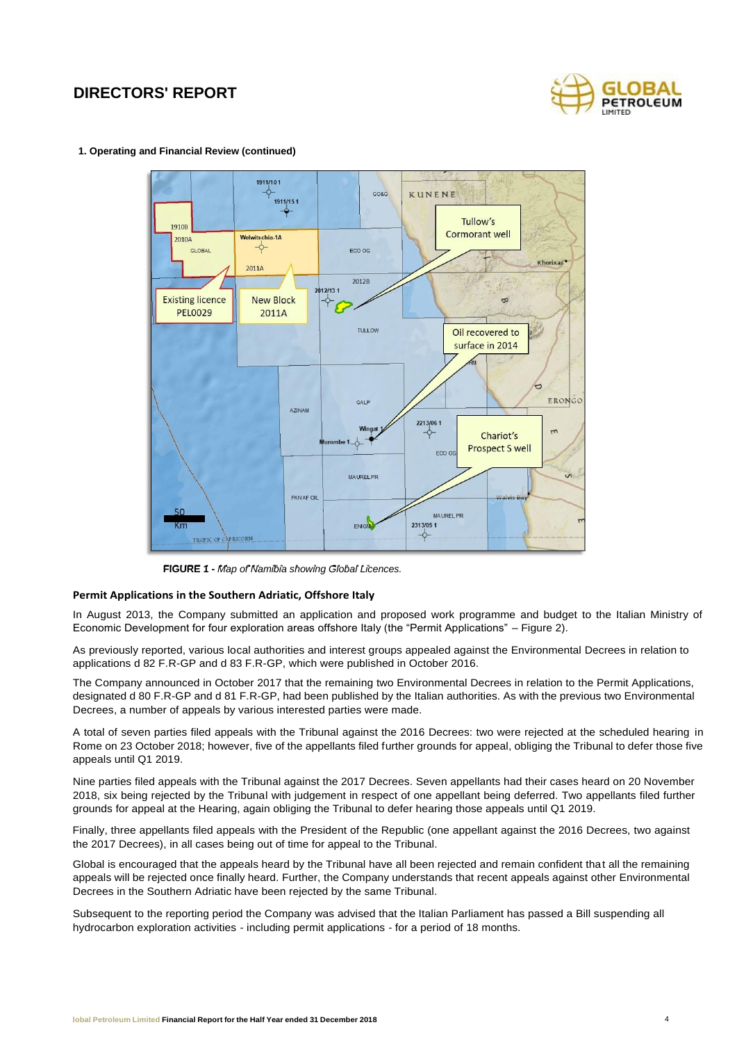**1. Operating and Financial Review (continued)**

FIGURE 1 - *Map of Namibia showing Global Licences.*

## Permit Applications in the Southern Adriatic, Offshore Italy

In August 2013, the Company submitted an application and proposed work programme and budget to the Italian Ministry of Economic Development for four exploration areas offshore Italy (the "Permit Applications" – Figure 2).

As previously reported, various local authorities and interest groups appealed against the Environmental Decrees in relation to applications d 82 F.R-GP and d 83 F.R-GP, which were published in October 2016.

The Company announced in October 2017 that the remaining two Environmental Decrees in relation to the Permit Applications, designated d 80 F.R-GP and d 81 F.R-GP, had been published by the Italian authorities. As with the previous two Environmental Decrees, a number of appeals by various interested parties were made.

A total of seven parties filed appeals with the Tribunal against the 2016 Decrees: two were rejected at the scheduled hearing in Rome on 23 October 2018; however, five of the appellants filed further grounds for appeal, obliging the Tribunal to defer those five appeals until Q1 2019.

Nine parties filed appeals with the Tribunal against the 2017 Decrees. Seven appellants had their cases heard on 20 November 2018, six being rejected by the Tribunal with judgement in respect of one appellant being deferred. Two appellants filed further grounds for appeal at the Hearing, again obliging the Tribunal to defer hearing those appeals until Q1 2019.

Finally, three appellants filed appeals with the President of the Republic (one appellant against the 2016 Decrees, two against the 2017 Decrees), in all cases being out of time for appeal to the Tribunal.

Global is encouraged that the appeals heard by the Tribunal have all been rejected and remain confident that all the remaining appeals will be rejected once finally heard. Further, the Company understands that recent appeals against other Environmental Decrees in the Southern Adriatic have been rejected by the same Tribunal.

Subsequent to the reporting period the Company was advised that the Italian Parliament has passed a Bill suspending all hydrocarbon exploration activities - including permit applications - for a period of 18 months.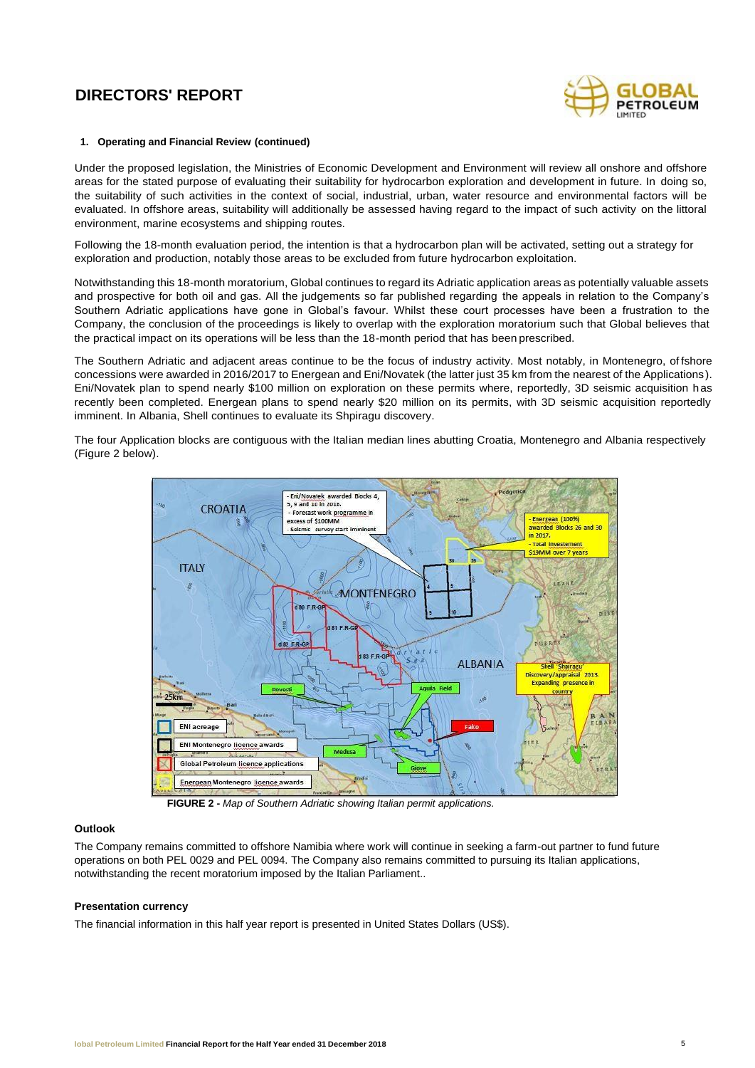# DIRECTORS' REPORT

**1. Operating and Financial Review (continued)**

Under the proposed legislation, the Ministries of Economic Development and Environment will review all onshore and offshore areas for the stated purpose of evaluating their suitability for hydrocarbon exploration and development in future. In doing so, the suitability of such activities in the context of social, industrial, urban, water resource and environmental factors will be evaluated. In offshore areas, suitability will additionally be assessed having regard to the impact of such activity on the littoral environment, marine ecosystems and shipping routes.

Following the 18-month evaluation period, the intention is that a hydrocarbon plan will be activated, setting out a strategy for exploration and production, notably those areas to be excluded from future hydrocarbon exploitation.

Notwithstanding this 18-month moratorium, Global continues to regard its Adriatic application areas as potentially valuable assets and prospective for both oil and gas. All the judgements so far published regarding the appeals in relation to the Company's Southern Adriatic applications have gone in Global's favour. Whilst these court processes have been a frustration to the Company, the conclusion of the proceedings is likely to overlap with the exploration moratorium such that Global believes that the practical impact on its operations will be less than the 18-month period that has been prescribed.

The Southern Adriatic and adjacent areas continue to be the focus of industry activity. Most notably, in Montenegro, offshore concessions were awarded in 2016/2017 to Energean and Eni/Novatek (the latter just 35 km from the nearest of the Applications). Eni/Novatek plan to spend nearly $100 million on exploration on these permits where, reportedly, 3D seismic acquisition has recently been completed. Energean plans to spend nearly $20 million on its permits, with 3D seismic acquisition reportedly imminent. In Albania, Shell continues to evaluate its Shpiragu discovery.

The four Application blocks are contiguous with the Italian median lines abutting Croatia, Montenegro and Albania respectively (Figure 2 below).

**FIGURE 2 -** *Map of Southern Adriatic showing Italian permit applications.*

### Outlook

The Company remains committed to offshore Namibia where work will continue in seeking a farm-out partner to fund future operations on both PEL 0029 and PEL 0094. The Company also remains committed to pursuing its Italian applications, notwithstanding the recent moratorium imposed by the Italian Parliament..

### Presentation currency

The financial information in this half year report is presented in United States Dollars (US$).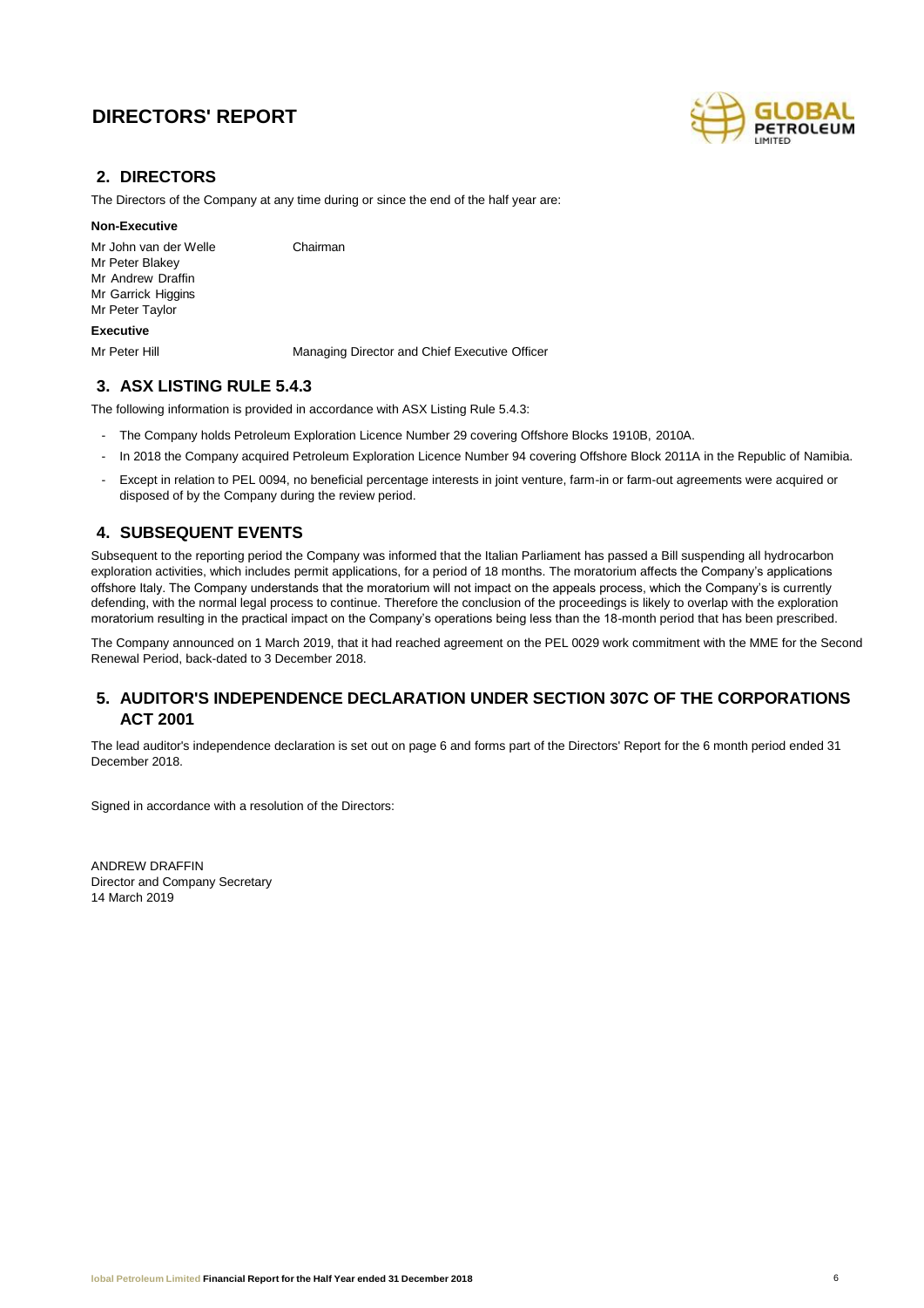# DIRECTORS' REPORT

## 2. DIRECTORS

The Directors of the Company at any time during or since the end of the half year are:

**Non-Executive**

| | |
|---|---|
| Mr John van der Welle | Chairman |
| Mr Peter Blakey | |
| Mr Andrew Draffin | |
| Mr Garrick Higgins | |
| Mr Peter Taylor | |

**Executive**

| | |
|---|---|
| Mr Peter Hill | Managing Director and Chief Executive Officer |

## 3. ASX LISTING RULE 5.4.3

The following information is provided in accordance with ASX Listing Rule 5.4.3:

- The Company holds Petroleum Exploration Licence Number 29 covering Offshore Blocks 1910B, 2010A.
- In 2018 the Company acquired Petroleum Exploration Licence Number 94 covering Offshore Block 2011A in the Republic of Namibia.
- Except in relation to PEL 0094, no beneficial percentage interests in joint venture, farm-in or farm-out agreements were acquired or disposed of by the Company during the review period.

## 4. SUBSEQUENT EVENTS

Subsequent to the reporting period the Company was informed that the Italian Parliament has passed a Bill suspending all hydrocarbon exploration activities, which includes permit applications, for a period of 18 months. The moratorium affects the Company's applications offshore Italy. The Company understands that the moratorium will not impact on the appeals process, which the Company's is currently defending, with the normal legal process to continue. Therefore the conclusion of the proceedings is likely to overlap with the exploration moratorium resulting in the practical impact on the Company's operations being less than the 18-month period that has been prescribed.

The Company announced on 1 March 2019, that it had reached agreement on the PEL 0029 work commitment with the MME for the Second Renewal Period, back-dated to 3 December 2018.

## 5. AUDITOR'S INDEPENDENCE DECLARATION UNDER SECTION 307C OF THE CORPORATIONS ACT 2001

The lead auditor's independence declaration is set out on page 6 and forms part of the Directors' Report for the 6 month period ended 31 December 2018.

Signed in accordance with a resolution of the Directors:

ANDREW DRAFFIN
Director and Company Secretary
14 March 2019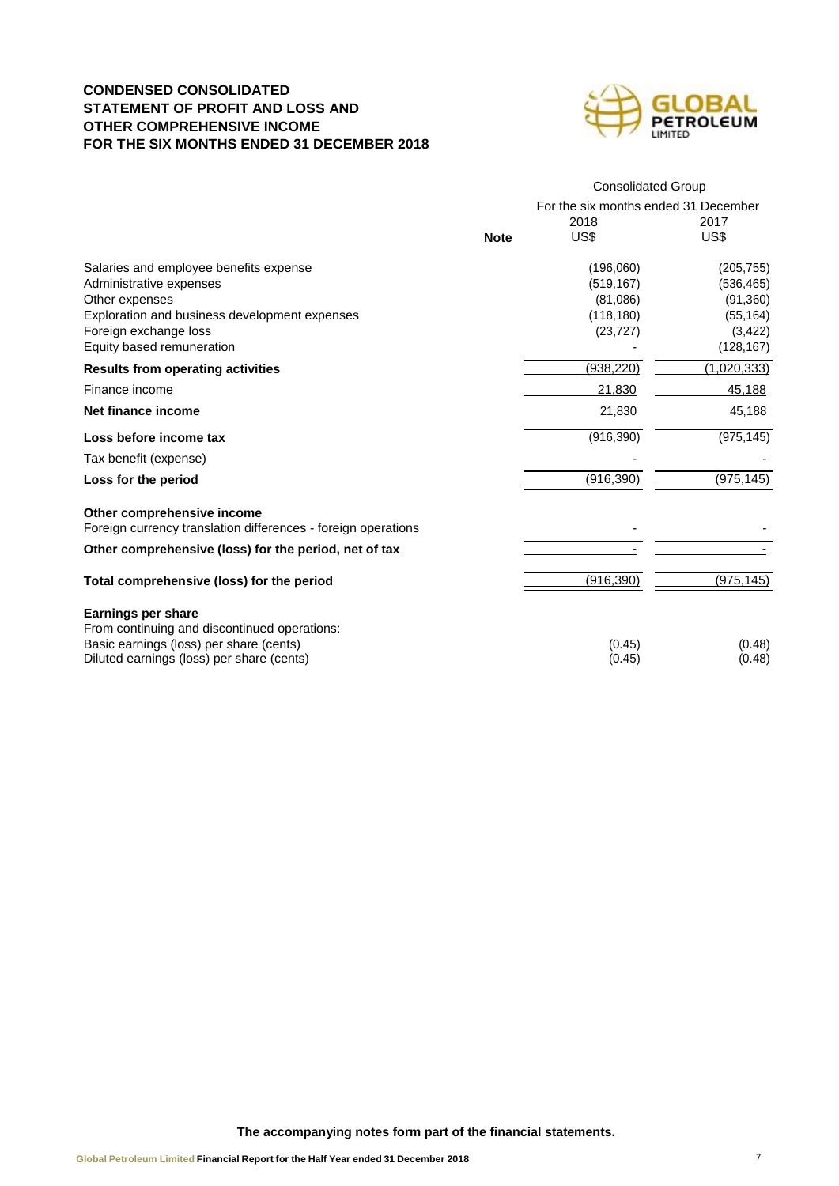# CONDENSED CONSOLIDATED STATEMENT OF PROFIT AND LOSS AND OTHER COMPREHENSIVE INCOME FOR THE SIX MONTHS ENDED 31 DECEMBER 2018

| | | Consolidated Group | |
|---|---|---|---|
| | | For the six months ended 31 December | |
| | | 2018 | 2017 |
| | **Note** | US$ | US$ |
| Salaries and employee benefits expense | | (196,060) | (205,755) |
| Administrative expenses | | (519,167) | (536,465) |
| Other expenses | | (81,086) | (91,360) |
| Exploration and business development expenses | | (118,180) | (55,164) |
| Foreign exchange loss | | (23,727) | (3,422) |
| Equity based remuneration | | - | (128,167) |
| **Results from operating activities** | | (938,220) | (1,020,333) |
| Finance income | | 21,830 | 45,188 |
| **Net finance income** | | 21,830 | 45,188 |
| **Loss before income tax** | | (916,390) | (975,145) |
| Tax benefit (expense) | | - | - |
| **Loss for the period** | | (916,390) | (975,145) |
| **Other comprehensive income** | | | |
| Foreign currency translation differences - foreign operations | | - | - |
| **Other comprehensive (loss) for the period, net of tax** | | - | - |
| **Total comprehensive (loss) for the period** | | (916,390) | (975,145) |
| **Earnings per share** | | | |
| From continuing and discontinued operations: | | | |
| Basic earnings (loss) per share (cents) | | (0.45) | (0.48) |
| Diluted earnings (loss) per share (cents) | | (0.45) | (0.48) |

**The accompanying notes form part of the financial statements.**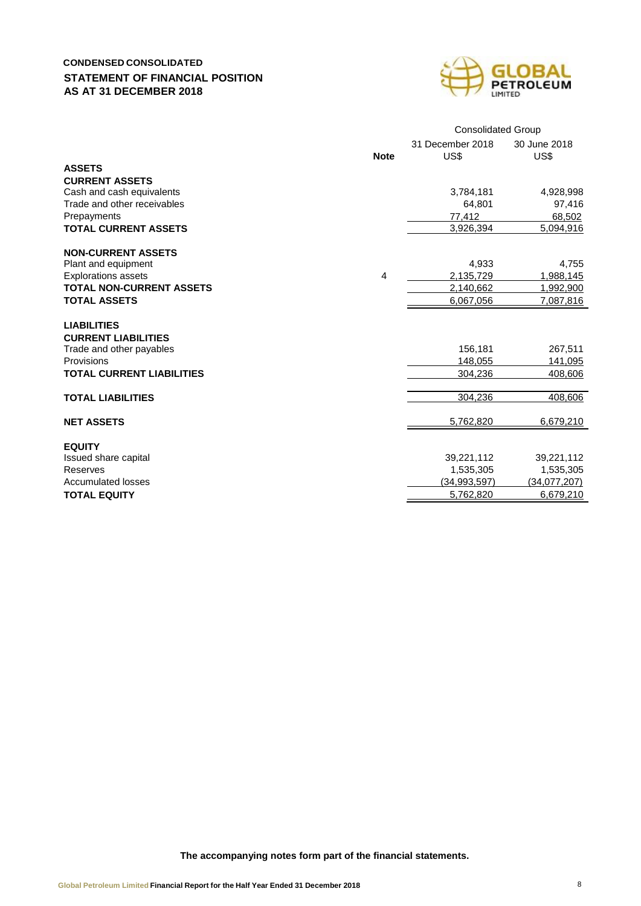**CONDENSED CONSOLIDATED**
**STATEMENT OF FINANCIAL POSITION**
**AS AT 31 DECEMBER 2018**

| | Note | Consolidated Group | |
|---|---|---|---|
| | | 31 December 2018 US$ | 30 June 2018 US$ |
| **ASSETS** | | | |
| **CURRENT ASSETS** | | | |
| Cash and cash equivalents | | 3,784,181 | 4,928,998 |
| Trade and other receivables | | 64,801 | 97,416 |
| Prepayments | | 77,412 | 68,502 |
| **TOTAL CURRENT ASSETS** | | 3,926,394 | 5,094,916 |
| **NON-CURRENT ASSETS** | | | |
| Plant and equipment | | 4,933 | 4,755 |
| Explorations assets | 4 | 2,135,729 | 1,988,145 |
| **TOTAL NON-CURRENT ASSETS** | | 2,140,662 | 1,992,900 |
| **TOTAL ASSETS** | | 6,067,056 | 7,087,816 |
| **LIABILITIES** | | | |
| **CURRENT LIABILITIES** | | | |
| Trade and other payables | | 156,181 | 267,511 |
| Provisions | | 148,055 | 141,095 |
| **TOTAL CURRENT LIABILITIES** | | 304,236 | 408,606 |
| **TOTAL LIABILITIES** | | 304,236 | 408,606 |
| **NET ASSETS** | | 5,762,820 | 6,679,210 |
| **EQUITY** | | | |
| Issued share capital | | 39,221,112 | 39,221,112 |
| Reserves | | 1,535,305 | 1,535,305 |
| Accumulated losses | | (34,993,597) | (34,077,207) |
| **TOTAL EQUITY** | | 5,762,820 | 6,679,210 |

**The accompanying notes form part of the financial statements.**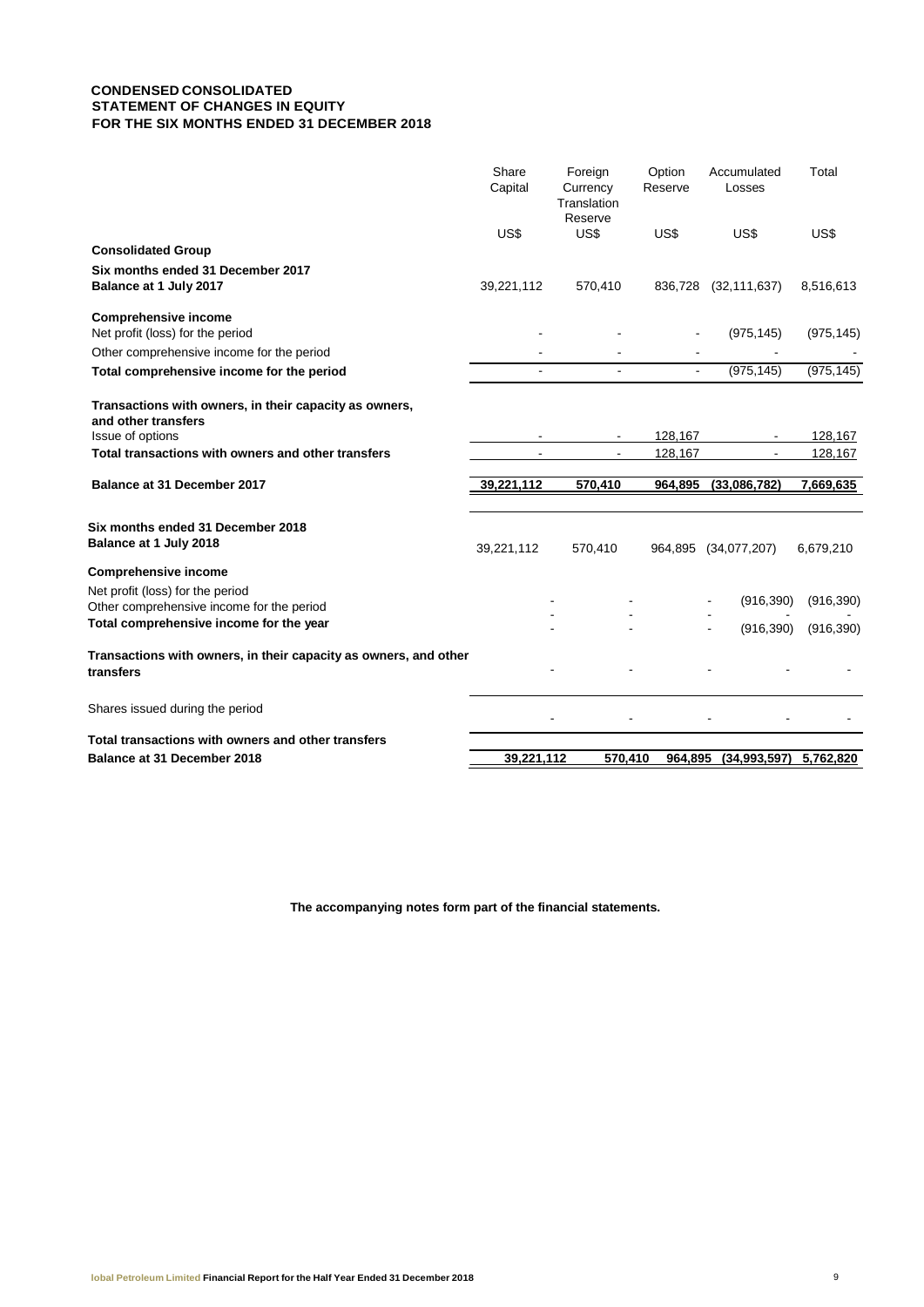**CONDENSED CONSOLIDATED**
**STATEMENT OF CHANGES IN EQUITY**
**FOR THE SIX MONTHS ENDED 31 DECEMBER 2018**

| | Share Capital | Foreign Currency Translation Reserve | Option Reserve | Accumulated Losses | Total |
|---|---|---|---|---|---|
| | US$ | US$ | US$ | US$ | US$ |
| **Consolidated Group** | | | | | |
| **Six months ended 31 December 2017** | | | | | |
| **Balance at 1 July 2017** | 39,221,112 | 570,410 | 836,728 | (32,111,637) | 8,516,613 |
| **Comprehensive income** | | | | | |
| Net profit (loss) for the period | - | - | - | (975,145) | (975,145) |
| Other comprehensive income for the period | - | - | - | - | - |
| **Total comprehensive income for the period** | - | - | - | (975,145) | (975,145) |
| **Transactions with owners, in their capacity as owners, and other transfers** | | | | | |
| Issue of options | - | - | 128,167 | - | 128,167 |
| **Total transactions with owners and other transfers** | - | - | 128,167 | - | 128,167 |
| **Balance at 31 December 2017** | **39,221,112** | **570,410** | **964,895** | **(33,086,782)** | **7,669,635** |
| **Six months ended 31 December 2018** | | | | | |
| **Balance at 1 July 2018** | 39,221,112 | 570,410 | 964,895 | (34,077,207) | 6,679,210 |
| **Comprehensive income** | | | | | |
| Net profit (loss) for the period | - | - | - | (916,390) | (916,390) |
| Other comprehensive income for the period | - | - | - | - | - |
| **Total comprehensive income for the year** | - | - | - | (916,390) | (916,390) |
| **Transactions with owners, in their capacity as owners, and other transfers** | - | - | - | - | - |
| Shares issued during the period | - | - | - | - | - |
| **Total transactions with owners and other transfers** | | | | | |
| **Balance at 31 December 2018** | **39,221,112** | **570,410** | **964,895** | **(34,993,597)** | **5,762,820** |

**The accompanying notes form part of the financial statements.**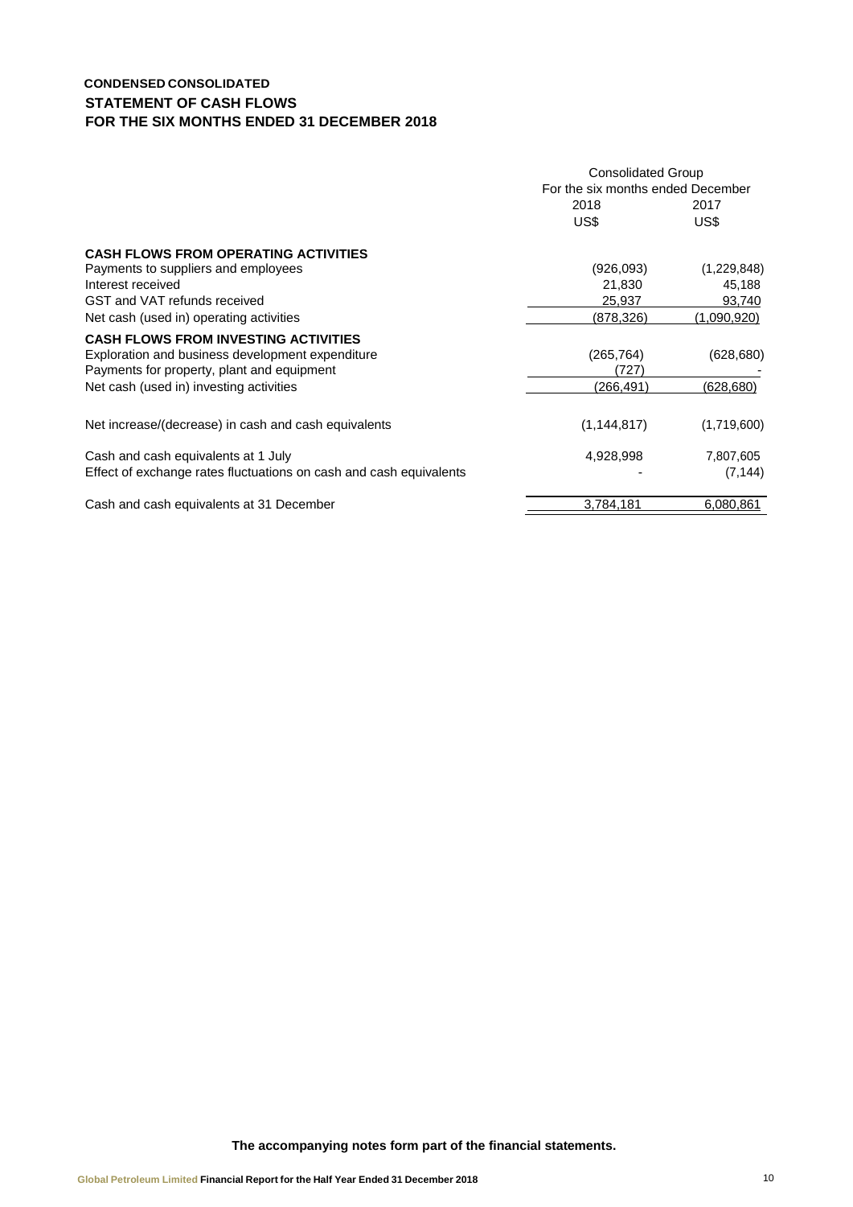**CONDENSED CONSOLIDATED**
## STATEMENT OF CASH FLOWS
## FOR THE SIX MONTHS ENDED 31 DECEMBER 2018

| | Consolidated Group | |
|---|---|---|
| | For the six months ended December | |
| | 2018 | 2017 |
| | US$ | US$ |
| **CASH FLOWS FROM OPERATING ACTIVITIES** | | |
| Payments to suppliers and employees | (926,093) | (1,229,848) |
| Interest received | 21,830 | 45,188 |
| GST and VAT refunds received | 25,937 | 93,740 |
| Net cash (used in) operating activities | (878,326) | (1,090,920) |
| **CASH FLOWS FROM INVESTING ACTIVITIES** | | |
| Exploration and business development expenditure | (265,764) | (628,680) |
| Payments for property, plant and equipment | (727) | - |
| Net cash (used in) investing activities | (266,491) | (628,680) |
| Net increase/(decrease) in cash and cash equivalents | (1,144,817) | (1,719,600) |
| Cash and cash equivalents at 1 July | 4,928,998 | 7,807,605 |
| Effect of exchange rates fluctuations on cash and cash equivalents | - | (7,144) |
| Cash and cash equivalents at 31 December | 3,784,181 | 6,080,861 |

**The accompanying notes form part of the financial statements.**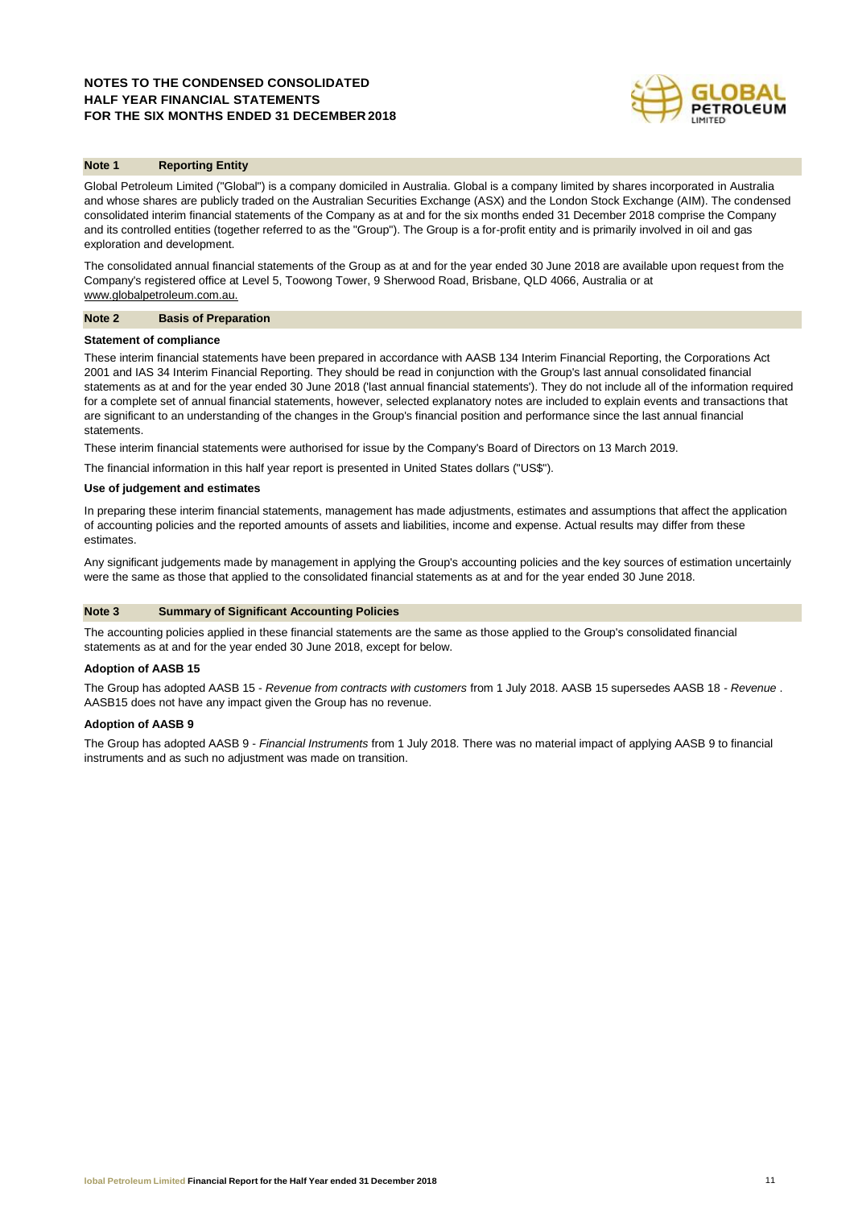## Note 1 Reporting Entity

Global Petroleum Limited ("Global") is a company domiciled in Australia. Global is a company limited by shares incorporated in Australia and whose shares are publicly traded on the Australian Securities Exchange (ASX) and the London Stock Exchange (AIM). The condensed consolidated interim financial statements of the Company as at and for the six months ended 31 December 2018 comprise the Company and its controlled entities (together referred to as the "Group"). The Group is a for-profit entity and is primarily involved in oil and gas exploration and development.

The consolidated annual financial statements of the Group as at and for the year ended 30 June 2018 are available upon request from the Company's registered office at Level 5, Toowong Tower, 9 Sherwood Road, Brisbane, QLD 4066, Australia or at www.globalpetroleum.com.au.

## Note 2 Basis of Preparation

**Statement of compliance**

These interim financial statements have been prepared in accordance with AASB 134 Interim Financial Reporting, the Corporations Act 2001 and IAS 34 Interim Financial Reporting. They should be read in conjunction with the Group's last annual consolidated financial statements as at and for the year ended 30 June 2018 ('last annual financial statements'). They do not include all of the information required for a complete set of annual financial statements, however, selected explanatory notes are included to explain events and transactions that are significant to an understanding of the changes in the Group's financial position and performance since the last annual financial statements.

These interim financial statements were authorised for issue by the Company's Board of Directors on 13 March 2019.

The financial information in this half year report is presented in United States dollars ("US$").

**Use of judgement and estimates**

In preparing these interim financial statements, management has made adjustments, estimates and assumptions that affect the application of accounting policies and the reported amounts of assets and liabilities, income and expense. Actual results may differ from these estimates.

Any significant judgements made by management in applying the Group's accounting policies and the key sources of estimation uncertainly were the same as those that applied to the consolidated financial statements as at and for the year ended 30 June 2018.

## Note 3 Summary of Significant Accounting Policies

The accounting policies applied in these financial statements are the same as those applied to the Group's consolidated financial statements as at and for the year ended 30 June 2018, except for below.

**Adoption of AASB 15**

The Group has adopted AASB 15 - *Revenue from contracts with customers* from 1 July 2018. AASB 15 supersedes AASB 18 - *Revenue* . AASB15 does not have any impact given the Group has no revenue.

**Adoption of AASB 9**

The Group has adopted AASB 9 - *Financial Instruments* from 1 July 2018. There was no material impact of applying AASB 9 to financial instruments and as such no adjustment was made on transition.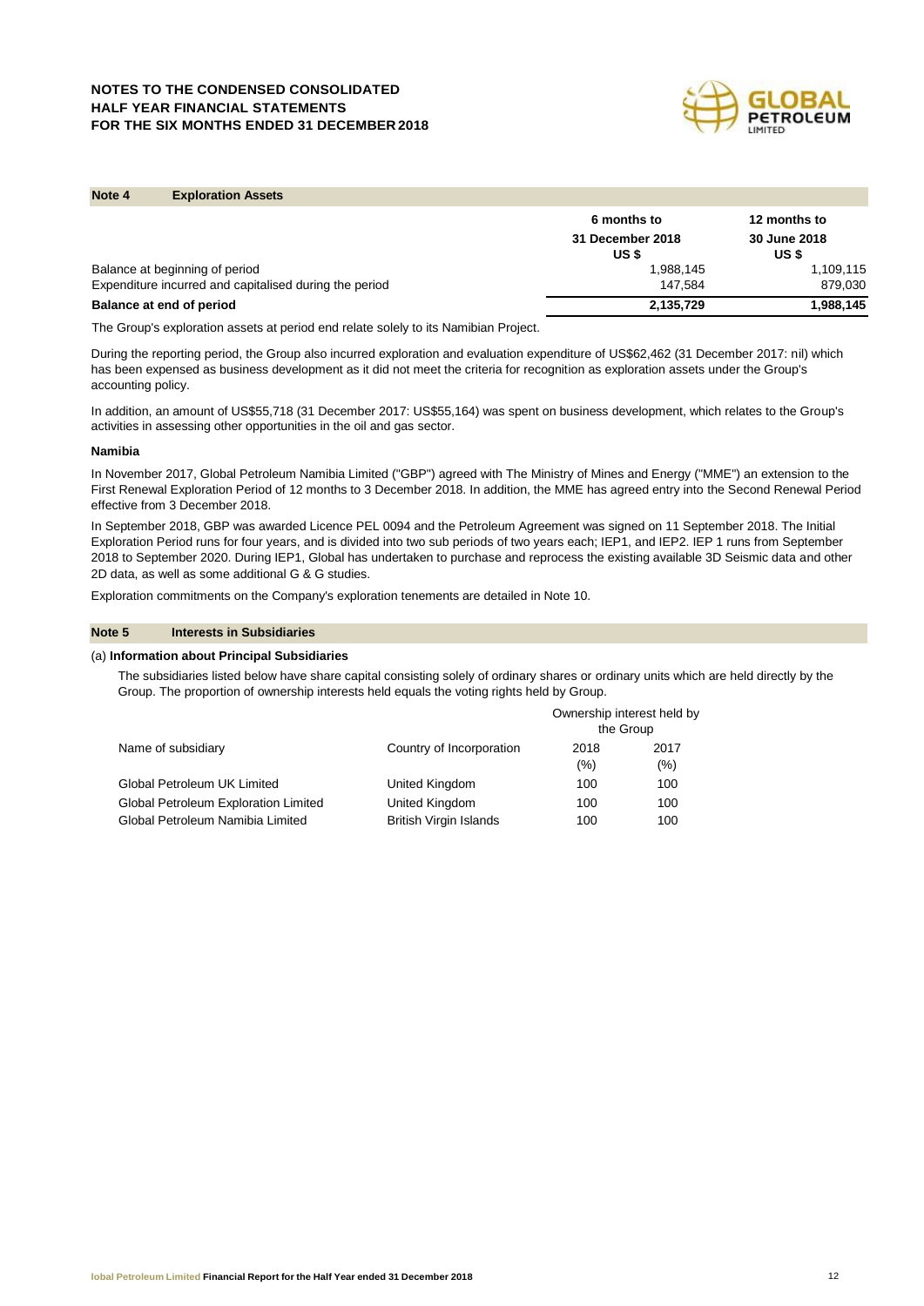## Note 4 Exploration Assets

| | 6 months to 31 December 2018 US $ | 12 months to 30 June 2018 US $ |
|---|---|---|
| Balance at beginning of period | 1,988,145 | 1,109,115 |
| Expenditure incurred and capitalised during the period | 147,584 | 879,030 |
| **Balance at end of period** | **2,135,729** | **1,988,145** |

The Group's exploration assets at period end relate solely to its Namibian Project.

During the reporting period, the Group also incurred exploration and evaluation expenditure of US$62,462 (31 December 2017: nil) which has been expensed as business development as it did not meet the criteria for recognition as exploration assets under the Group's accounting policy.

In addition, an amount of US$55,718 (31 December 2017: US$55,164) was spent on business development, which relates to the Group's activities in assessing other opportunities in the oil and gas sector.

**Namibia**

In November 2017, Global Petroleum Namibia Limited ("GBP") agreed with The Ministry of Mines and Energy ("MME") an extension to the First Renewal Exploration Period of 12 months to 3 December 2018. In addition, the MME has agreed entry into the Second Renewal Period effective from 3 December 2018.

In September 2018, GBP was awarded Licence PEL 0094 and the Petroleum Agreement was signed on 11 September 2018. The Initial Exploration Period runs for four years, and is divided into two sub periods of two years each; IEP1, and IEP2. IEP 1 runs from September 2018 to September 2020. During IEP1, Global has undertaken to purchase and reprocess the existing available 3D Seismic data and other 2D data, as well as some additional G & G studies.

Exploration commitments on the Company's exploration tenements are detailed in Note 10.

## Note 5 Interests in Subsidiaries

(a) **Information about Principal Subsidiaries**

The subsidiaries listed below have share capital consisting solely of ordinary shares or ordinary units which are held directly by the Group. The proportion of ownership interests held equals the voting rights held by Group.

| Name of subsidiary | Country of Incorporation | Ownership interest held by the Group 2018 (%) | 2017 (%) |
|---|---|---|---|
| Global Petroleum UK Limited | United Kingdom | 100 | 100 |
| Global Petroleum Exploration Limited | United Kingdom | 100 | 100 |
| Global Petroleum Namibia Limited | British Virgin Islands | 100 | 100 |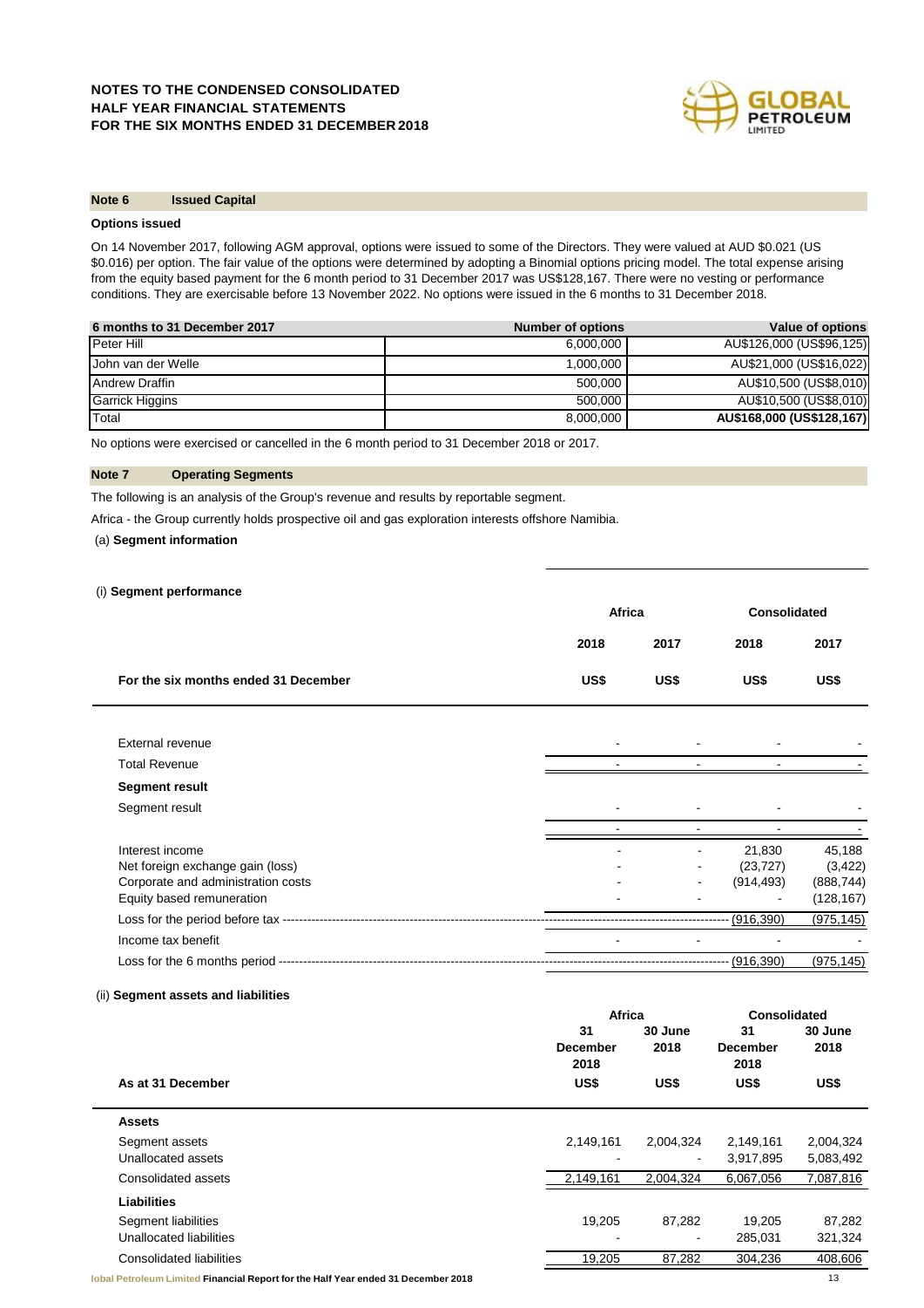## Note 6 Issued Capital

### Options issued

On 14 November 2017, following AGM approval, options were issued to some of the Directors. They were valued at AUD $0.021 (US $0.016) per option. The fair value of the options were determined by adopting a Binomial options pricing model. The total expense arising from the equity based payment for the 6 month period to 31 December 2017 was US$128,167. There were no vesting or performance conditions. They are exercisable before 13 November 2022. No options were issued in the 6 months to 31 December 2018.

| 6 months to 31 December 2017 | Number of options | Value of options |
|---|---|---|
| Peter Hill | 6,000,000 | AU$126,000 (US$96,125) |
| John van der Welle | 1,000,000 | AU$21,000 (US$16,022) |
| Andrew Draffin | 500,000 | AU$10,500 (US$8,010) |
| Garrick Higgins | 500,000 | AU$10,500 (US$8,010) |
| Total | 8,000,000 | **AU$168,000 (US$128,167)** |

No options were exercised or cancelled in the 6 month period to 31 December 2018 or 2017.

## Note 7 Operating Segments

The following is an analysis of the Group's revenue and results by reportable segment.

Africa - the Group currently holds prospective oil and gas exploration interests offshore Namibia.

(a) **Segment information**

(i) **Segment performance**

| | Africa | | Consolidated | |
|---|---|---|---|---|
| | 2018 | 2017 | 2018 | 2017 |
| **For the six months ended 31 December** | **US$** | **US$** | **US$** | **US$** |
| External revenue | - | - | - | - |
| Total Revenue | - | - | - | - |
| **Segment result** | | | | |
| Segment result | - | - | - | - |
| | - | - | - | - |
| Interest income | - | - | 21,830 | 45,188 |
| Net foreign exchange gain (loss) | - | - | (23,727) | (3,422) |
| Corporate and administration costs | - | - | (914,493) | (888,744) |
| Equity based remuneration | - | - | - | (128,167) |
| Loss for the period before tax | | | (916,390) | (975,145) |
| Income tax benefit | - | - | - | - |
| Loss for the 6 months period | | | (916,390) | (975,145) |

(ii) **Segment assets and liabilities**

| | Africa | | Consolidated | |
|---|---|---|---|---|
| | 31 December 2018 | 30 June 2018 | 31 December 2018 | 30 June 2018 |
| **As at 31 December** | **US$** | **US$** | **US$** | **US$** |
| **Assets** | | | | |
| Segment assets | 2,149,161 | 2,004,324 | 2,149,161 | 2,004,324 |
| Unallocated assets | - | - | 3,917,895 | 5,083,492 |
| Consolidated assets | 2,149,161 | 2,004,324 | 6,067,056 | 7,087,816 |
| **Liabilities** | | | | |
| Segment liabilities | 19,205 | 87,282 | 19,205 | 87,282 |
| Unallocated liabilities | - | - | 285,031 | 321,324 |
| Consolidated liabilities | 19,205 | 87,282 | 304,236 | 408,606 |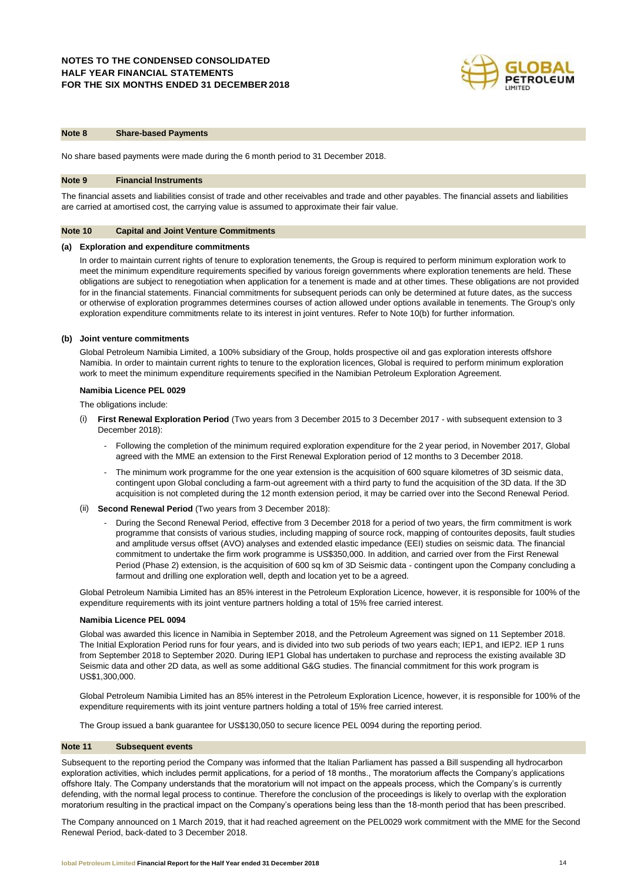## Note 8 Share-based Payments

No share based payments were made during the 6 month period to 31 December 2018.

## Note 9 Financial Instruments

The financial assets and liabilities consist of trade and other receivables and trade and other payables. The financial assets and liabilities are carried at amortised cost, the carrying value is assumed to approximate their fair value.

## Note 10 Capital and Joint Venture Commitments

### (a) Exploration and expenditure commitments

In order to maintain current rights of tenure to exploration tenements, the Group is required to perform minimum exploration work to meet the minimum expenditure requirements specified by various foreign governments where exploration tenements are held. These obligations are subject to renegotiation when application for a tenement is made and at other times. These obligations are not provided for in the financial statements. Financial commitments for subsequent periods can only be determined at future dates, as the success or otherwise of exploration programmes determines courses of action allowed under options available in tenements. The Group's only exploration expenditure commitments relate to its interest in joint ventures. Refer to Note 10(b) for further information.

### (b) Joint venture commitments

Global Petroleum Namibia Limited, a 100% subsidiary of the Group, holds prospective oil and gas exploration interests offshore Namibia. In order to maintain current rights to tenure to the exploration licences, Global is required to perform minimum exploration work to meet the minimum expenditure requirements specified in the Namibian Petroleum Exploration Agreement.

**Namibia Licence PEL 0029**

The obligations include:

(i) **First Renewal Exploration Period** (Two years from 3 December 2015 to 3 December 2017 - with subsequent extension to 3 December 2018):

- Following the completion of the minimum required exploration expenditure for the 2 year period, in November 2017, Global agreed with the MME an extension to the First Renewal Exploration period of 12 months to 3 December 2018.
- The minimum work programme for the one year extension is the acquisition of 600 square kilometres of 3D seismic data, contingent upon Global concluding a farm-out agreement with a third party to fund the acquisition of the 3D data. If the 3D acquisition is not completed during the 12 month extension period, it may be carried over into the Second Renewal Period.

(ii) **Second Renewal Period** (Two years from 3 December 2018):

- During the Second Renewal Period, effective from 3 December 2018 for a period of two years, the firm commitment is work programme that consists of various studies, including mapping of source rock, mapping of contourites deposits, fault studies and amplitude versus offset (AVO) analyses and extended elastic impedance (EEI) studies on seismic data. The financial commitment to undertake the firm work programme is US$350,000. In addition, and carried over from the First Renewal Period (Phase 2) extension, is the acquisition of 600 sq km of 3D Seismic data - contingent upon the Company concluding a farmout and drilling one exploration well, depth and location yet to be a agreed.

Global Petroleum Namibia Limited has an 85% interest in the Petroleum Exploration Licence, however, it is responsible for 100% of the expenditure requirements with its joint venture partners holding a total of 15% free carried interest.

**Namibia Licence PEL 0094**

Global was awarded this licence in Namibia in September 2018, and the Petroleum Agreement was signed on 11 September 2018. The Initial Exploration Period runs for four years, and is divided into two sub periods of two years each; IEP1, and IEP2. IEP 1 runs from September 2018 to September 2020. During IEP1 Global has undertaken to purchase and reprocess the existing available 3D Seismic data and other 2D data, as well as some additional G&G studies. The financial commitment for this work program is US$1,300,000.

Global Petroleum Namibia Limited has an 85% interest in the Petroleum Exploration Licence, however, it is responsible for 100% of the expenditure requirements with its joint venture partners holding a total of 15% free carried interest.

The Group issued a bank guarantee for US$130,050 to secure licence PEL 0094 during the reporting period.

## Note 11 Subsequent events

Subsequent to the reporting period the Company was informed that the Italian Parliament has passed a Bill suspending all hydrocarbon exploration activities, which includes permit applications, for a period of 18 months., The moratorium affects the Company's applications offshore Italy. The Company understands that the moratorium will not impact on the appeals process, which the Company's is currently defending, with the normal legal process to continue. Therefore the conclusion of the proceedings is likely to overlap with the exploration moratorium resulting in the practical impact on the Company's operations being less than the 18-month period that has been prescribed.

The Company announced on 1 March 2019, that it had reached agreement on the PEL0029 work commitment with the MME for the Second Renewal Period, back-dated to 3 December 2018.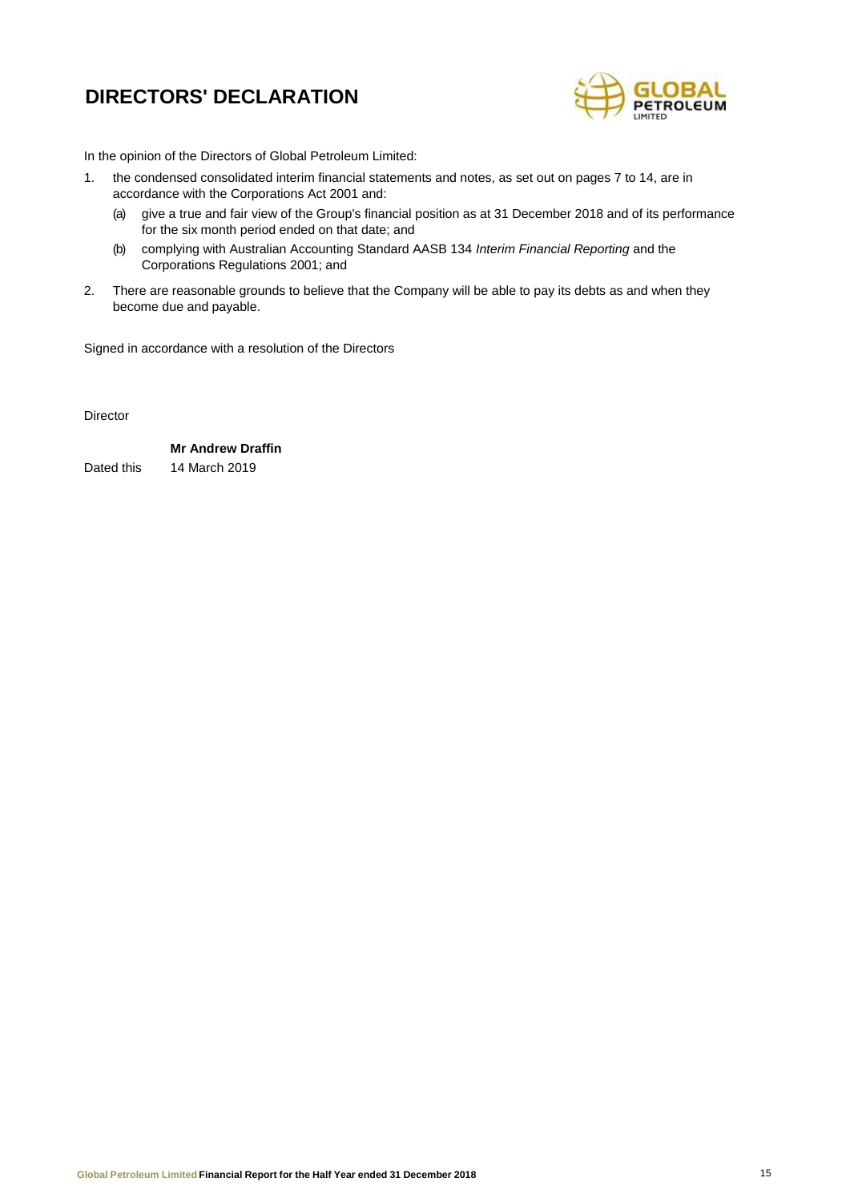# DIRECTORS' DECLARATION

In the opinion of the Directors of Global Petroleum Limited:

1. the condensed consolidated interim financial statements and notes, as set out on pages 7 to 14, are in accordance with the Corporations Act 2001 and:
   (a) give a true and fair view of the Group's financial position as at 31 December 2018 and of its performance for the six month period ended on that date; and
   (b) complying with Australian Accounting Standard AASB 134 *Interim Financial Reporting* and the Corporations Regulations 2001; and
2. There are reasonable grounds to believe that the Company will be able to pay its debts as and when they become due and payable.

Signed in accordance with a resolution of the Directors

Director

**Mr Andrew Draffin**

Dated this 14 March 2019